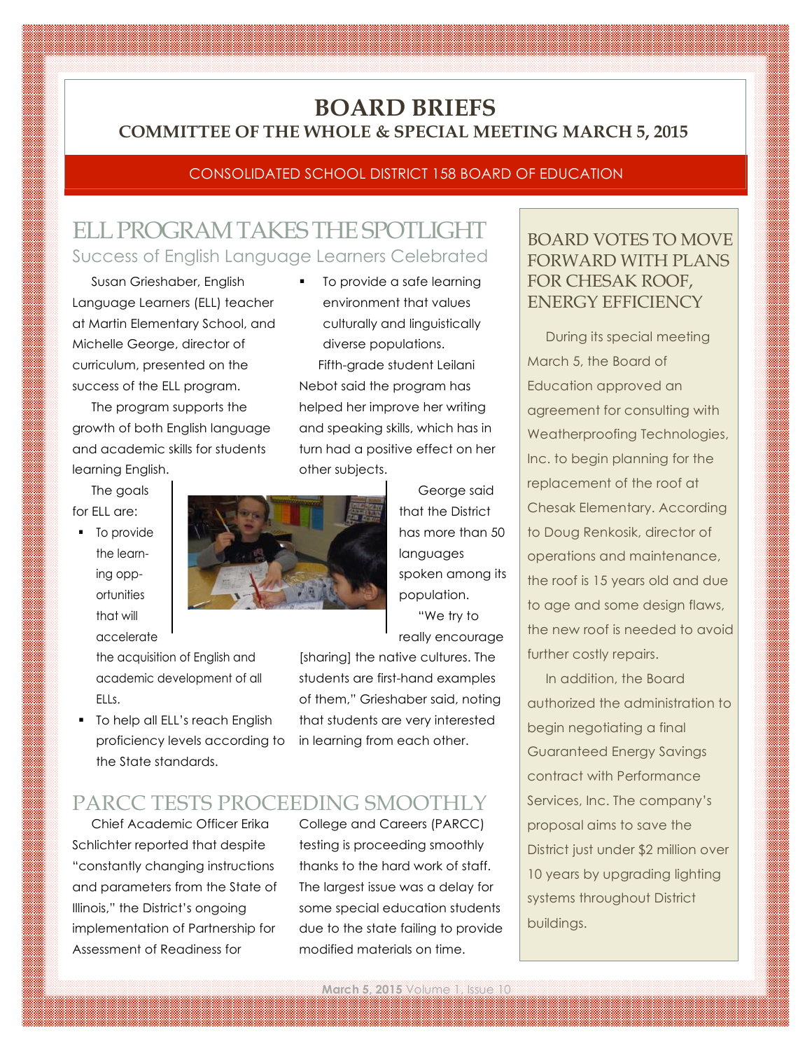# BOARD BRIEFS

## COMMITTEE OF THE WHOLE & SPECIAL MEETING MARCH 5, 2015

CONSOLIDATED SCHOOL DISTRICT 158 BOARD OF EDUCATION

## ELL PROGRAM TAKES THE SPOTLIGHT

### Success of English Language Learners Celebrated

Susan Grieshaber, English Language Learners (ELL) teacher at Martin Elementary School, and Michelle George, director of curriculum, presented on the success of the ELL program.

The program supports the growth of both English language and academic skills for students learning English.

The goals for ELL are:

- To provide the learning opportunities that will accelerate the acquisition of English and academic development of all ELLs.
- To help all ELL's reach English proficiency levels according to the State standards.
- To provide a safe learning environment that values culturally and linguistically diverse populations.

Fifth-grade student Leilani Nebot said the program has helped her improve her writing and speaking skills, which has in turn had a positive effect on her other subjects.

George said that the District has more than 50 languages spoken among its population.

"We try to really encourage [sharing] the native cultures. The students are first-hand examples of them," Grieshaber said, noting that students are very interested in learning from each other.

## PARCC TESTS PROCEEDING SMOOTHLY

Chief Academic Officer Erika Schlichter reported that despite "constantly changing instructions and parameters from the State of Illinois," the District's ongoing implementation of Partnership for Assessment of Readiness for College and Careers (PARCC) testing is proceeding smoothly thanks to the hard work of staff. The largest issue was a delay for some special education students due to the state failing to provide modified materials on time.

## BOARD VOTES TO MOVE FORWARD WITH PLANS FOR CHESAK ROOF, ENERGY EFFICIENCY

During its special meeting March 5, the Board of Education approved an agreement for consulting with Weatherproofing Technologies, Inc. to begin planning for the replacement of the roof at Chesak Elementary. According to Doug Renkosik, director of operations and maintenance, the roof is 15 years old and due to age and some design flaws, the new roof is needed to avoid further costly repairs.

In addition, the Board authorized the administration to begin negotiating a final Guaranteed Energy Savings contract with Performance Services, Inc. The company's proposal aims to save the District just under $2 million over 10 years by upgrading lighting systems throughout District buildings.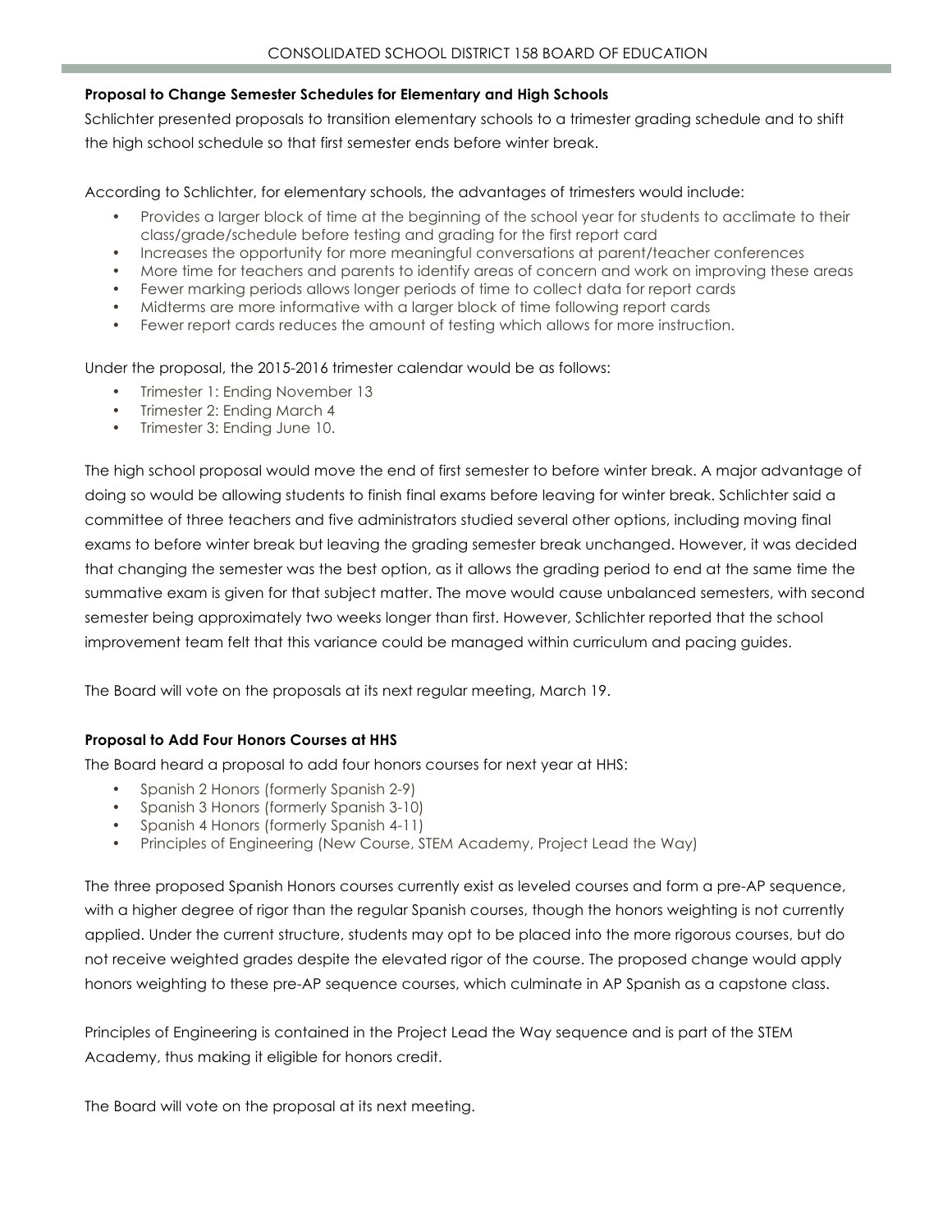**Proposal to Change Semester Schedules for Elementary and High Schools**

Schlichter presented proposals to transition elementary schools to a trimester grading schedule and to shift the high school schedule so that first semester ends before winter break.

According to Schlichter, for elementary schools, the advantages of trimesters would include:

- Provides a larger block of time at the beginning of the school year for students to acclimate to their class/grade/schedule before testing and grading for the first report card
- Increases the opportunity for more meaningful conversations at parent/teacher conferences
- More time for teachers and parents to identify areas of concern and work on improving these areas
- Fewer marking periods allows longer periods of time to collect data for report cards
- Midterms are more informative with a larger block of time following report cards
- Fewer report cards reduces the amount of testing which allows for more instruction.

Under the proposal, the 2015-2016 trimester calendar would be as follows:

- Trimester 1: Ending November 13
- Trimester 2: Ending March 4
- Trimester 3: Ending June 10.

The high school proposal would move the end of first semester to before winter break. A major advantage of doing so would be allowing students to finish final exams before leaving for winter break. Schlichter said a committee of three teachers and five administrators studied several other options, including moving final exams to before winter break but leaving the grading semester break unchanged. However, it was decided that changing the semester was the best option, as it allows the grading period to end at the same time the summative exam is given for that subject matter. The move would cause unbalanced semesters, with second semester being approximately two weeks longer than first. However, Schlichter reported that the school improvement team felt that this variance could be managed within curriculum and pacing guides.

The Board will vote on the proposals at its next regular meeting, March 19.

**Proposal to Add Four Honors Courses at HHS**

The Board heard a proposal to add four honors courses for next year at HHS:

- Spanish 2 Honors (formerly Spanish 2-9)
- Spanish 3 Honors (formerly Spanish 3-10)
- Spanish 4 Honors (formerly Spanish 4-11)
- Principles of Engineering (New Course, STEM Academy, Project Lead the Way)

The three proposed Spanish Honors courses currently exist as leveled courses and form a pre-AP sequence, with a higher degree of rigor than the regular Spanish courses, though the honors weighting is not currently applied. Under the current structure, students may opt to be placed into the more rigorous courses, but do not receive weighted grades despite the elevated rigor of the course. The proposed change would apply honors weighting to these pre-AP sequence courses, which culminate in AP Spanish as a capstone class.

Principles of Engineering is contained in the Project Lead the Way sequence and is part of the STEM Academy, thus making it eligible for honors credit.

The Board will vote on the proposal at its next meeting.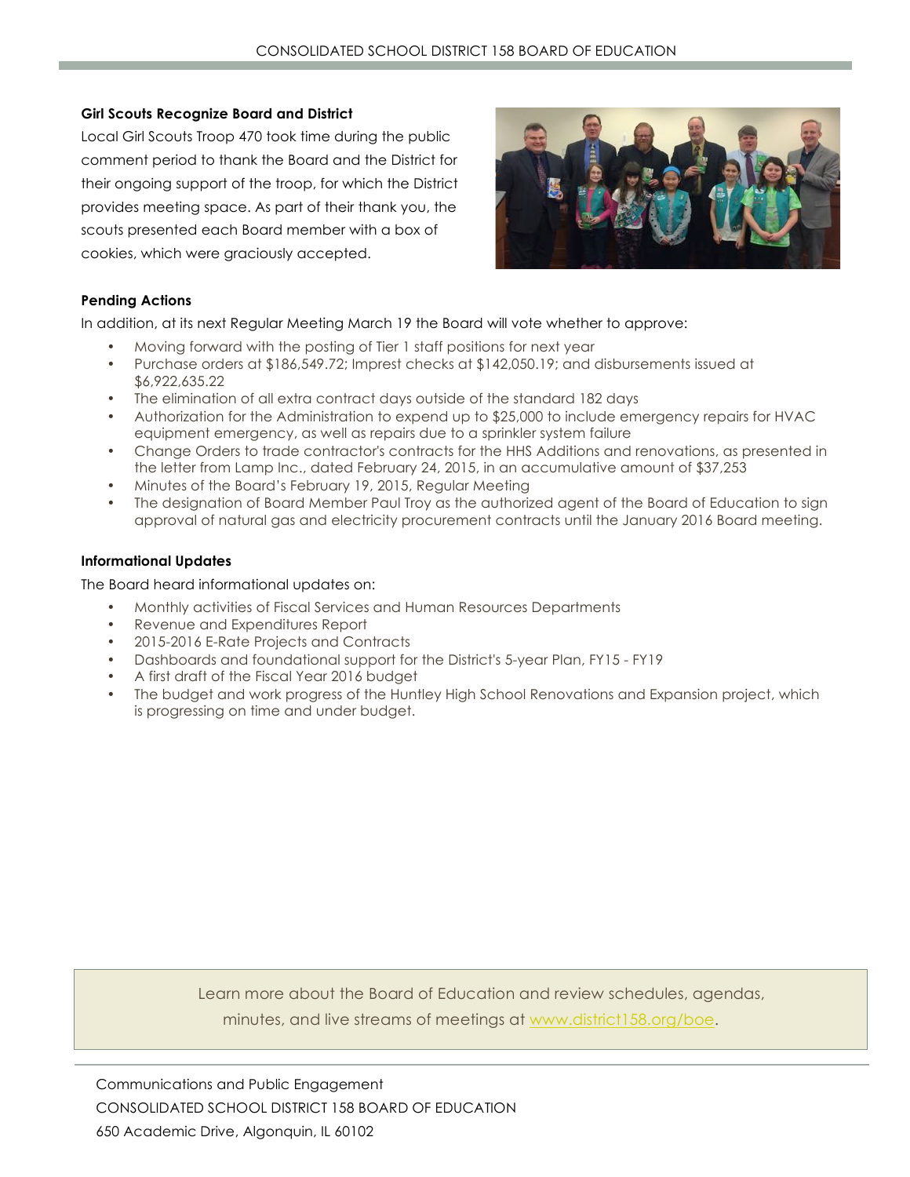**Girl Scouts Recognize Board and District**

Local Girl Scouts Troop 470 took time during the public comment period to thank the Board and the District for their ongoing support of the troop, for which the District provides meeting space. As part of their thank you, the scouts presented each Board member with a box of cookies, which were graciously accepted.

**Pending Actions**

In addition, at its next Regular Meeting March 19 the Board will vote whether to approve:

- Moving forward with the posting of Tier 1 staff positions for next year
- Purchase orders at $186,549.72; Imprest checks at $142,050.19; and disbursements issued at $6,922,635.22
- The elimination of all extra contract days outside of the standard 182 days
- Authorization for the Administration to expend up to $25,000 to include emergency repairs for HVAC equipment emergency, as well as repairs due to a sprinkler system failure
- Change Orders to trade contractor's contracts for the HHS Additions and renovations, as presented in the letter from Lamp Inc., dated February 24, 2015, in an accumulative amount of $37,253
- Minutes of the Board's February 19, 2015, Regular Meeting
- The designation of Board Member Paul Troy as the authorized agent of the Board of Education to sign approval of natural gas and electricity procurement contracts until the January 2016 Board meeting.

**Informational Updates**

The Board heard informational updates on:

- Monthly activities of Fiscal Services and Human Resources Departments
- Revenue and Expenditures Report
- 2015-2016 E-Rate Projects and Contracts
- Dashboards and foundational support for the District's 5-year Plan, FY15 - FY19
- A first draft of the Fiscal Year 2016 budget
- The budget and work progress of the Huntley High School Renovations and Expansion project, which is progressing on time and under budget.

Learn more about the Board of Education and review schedules, agendas, minutes, and live streams of meetings at www.district158.org/boe.

Communications and Public Engagement
CONSOLIDATED SCHOOL DISTRICT 158 BOARD OF EDUCATION
650 Academic Drive, Algonquin, IL 60102